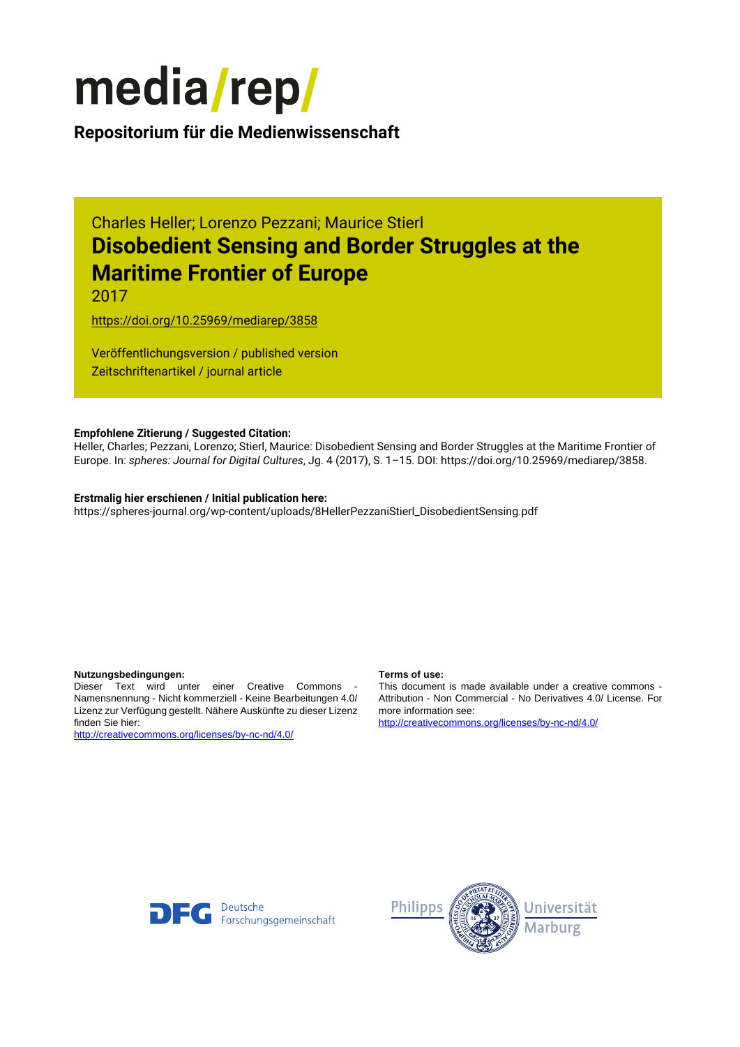# media/rep/

**Repositorium für die Medienwissenschaft**

Charles Heller; Lorenzo Pezzani; Maurice Stierl

## Disobedient Sensing and Border Struggles at the Maritime Frontier of Europe

2017

https://doi.org/10.25969/mediarep/3858

Veröffentlichungsversion / published version
Zeitschriftenartikel / journal article

**Empfohlene Zitierung / Suggested Citation:**
Heller, Charles; Pezzani, Lorenzo; Stierl, Maurice: Disobedient Sensing and Border Struggles at the Maritime Frontier of Europe. In: *spheres: Journal for Digital Cultures*, Jg. 4 (2017), S. 1–15. DOI: https://doi.org/10.25969/mediarep/3858.

**Erstmalig hier erschienen / Initial publication here:**
https://spheres-journal.org/wp-content/uploads/8HellerPezzaniStierl_DisobedientSensing.pdf

**Nutzungsbedingungen:**
Dieser Text wird unter einer Creative Commons - Namensnennung - Nicht kommerziell - Keine Bearbeitungen 4.0/ Lizenz zur Verfügung gestellt. Nähere Auskünfte zu dieser Lizenz finden Sie hier:
http://creativecommons.org/licenses/by-nc-nd/4.0/

**Terms of use:**
This document is made available under a creative commons - Attribution - Non Commercial - No Derivatives 4.0/ License. For more information see:
http://creativecommons.org/licenses/by-nc-nd/4.0/

Deutsche Forschungsgemeinschaft

Philipps Universität Marburg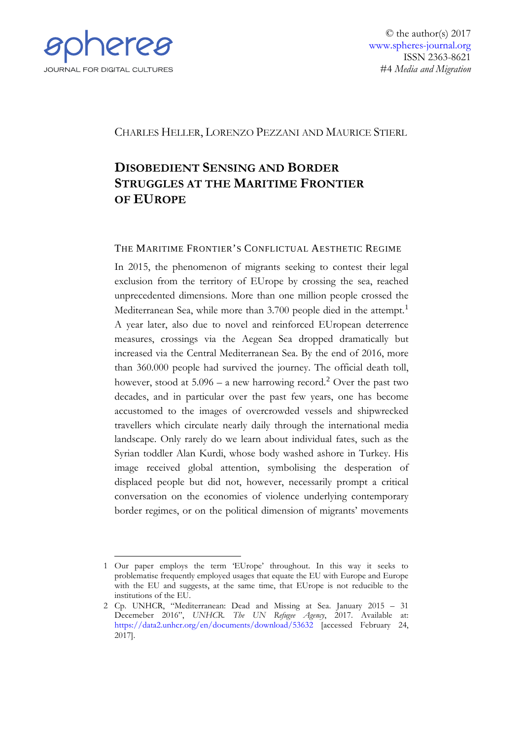CHARLES HELLER, LORENZO PEZZANI AND MAURICE STIERL

# DISOBEDIENT SENSING AND BORDER STRUGGLES AT THE MARITIME FRONTIER OF EUROPE

## THE MARITIME FRONTIER'S CONFLICTUAL AESTHETIC REGIME

In 2015, the phenomenon of migrants seeking to contest their legal exclusion from the territory of EUrope by crossing the sea, reached unprecedented dimensions. More than one million people crossed the Mediterranean Sea, while more than 3.700 people died in the attempt.[1] A year later, also due to novel and reinforced EUropean deterrence measures, crossings via the Aegean Sea dropped dramatically but increased via the Central Mediterranean Sea. By the end of 2016, more than 360.000 people had survived the journey. The official death toll, however, stood at 5.096 – a new harrowing record.[2] Over the past two decades, and in particular over the past few years, one has become accustomed to the images of overcrowded vessels and shipwrecked travellers which circulate nearly daily through the international media landscape. Only rarely do we learn about individual fates, such as the Syrian toddler Alan Kurdi, whose body washed ashore in Turkey. His image received global attention, symbolising the desperation of displaced people but did not, however, necessarily prompt a critical conversation on the economies of violence underlying contemporary border regimes, or on the political dimension of migrants' movements

---

1 Our paper employs the term 'EUrope' throughout. In this way it seeks to problematise frequently employed usages that equate the EU with Europe and Europe with the EU and suggests, at the same time, that EUrope is not reducible to the institutions of the EU.

2 Cp. UNHCR, "Mediterranean: Dead and Missing at Sea. January 2015 – 31 Decemeber 2016", *UNHCR. The UN Refugee Agency*, 2017. Available at: https://data2.unhcr.org/en/documents/download/53632 [accessed February 24, 2017].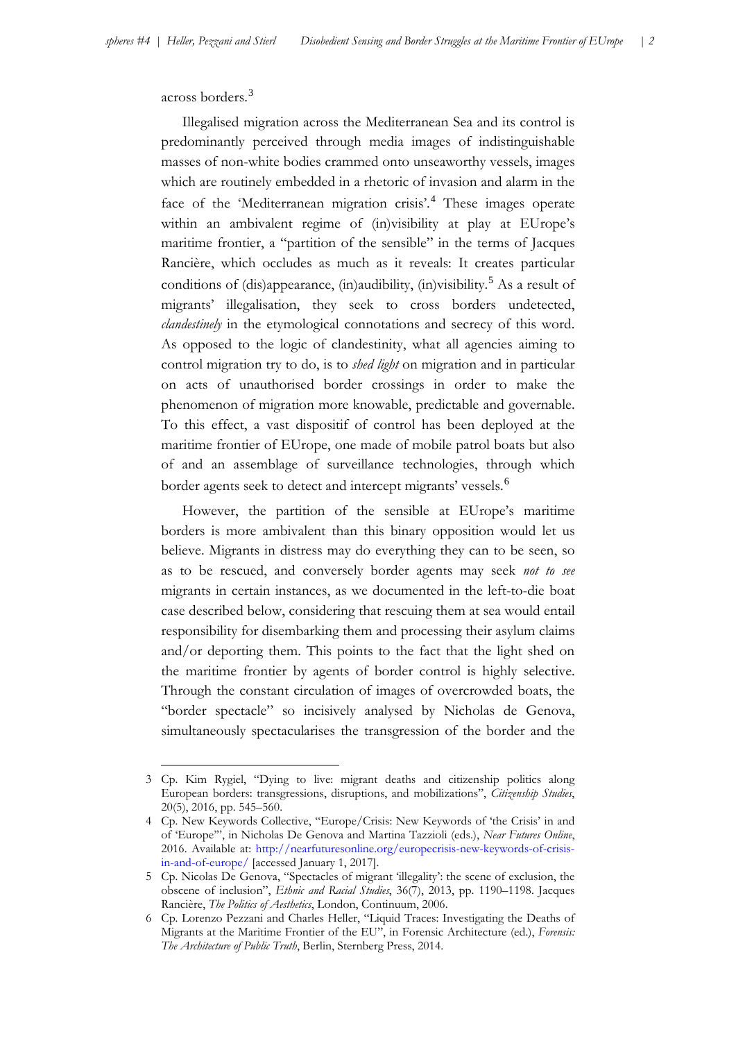across borders.[3]

Illegalised migration across the Mediterranean Sea and its control is predominantly perceived through media images of indistinguishable masses of non-white bodies crammed onto unseaworthy vessels, images which are routinely embedded in a rhetoric of invasion and alarm in the face of the 'Mediterranean migration crisis'.[4] These images operate within an ambivalent regime of (in)visibility at play at EUrope's maritime frontier, a "partition of the sensible" in the terms of Jacques Rancière, which occludes as much as it reveals: It creates particular conditions of (dis)appearance, (in)audibility, (in)visibility.[5] As a result of migrants' illegalisation, they seek to cross borders undetected, *clandestinely* in the etymological connotations and secrecy of this word. As opposed to the logic of clandestinity, what all agencies aiming to control migration try to do, is to *shed light* on migration and in particular on acts of unauthorised border crossings in order to make the phenomenon of migration more knowable, predictable and governable. To this effect, a vast dispositif of control has been deployed at the maritime frontier of EUrope, one made of mobile patrol boats but also of and an assemblage of surveillance technologies, through which border agents seek to detect and intercept migrants' vessels.[6]

However, the partition of the sensible at EUrope's maritime borders is more ambivalent than this binary opposition would let us believe. Migrants in distress may do everything they can to be seen, so as to be rescued, and conversely border agents may seek ***not to see*** migrants in certain instances, as we documented in the left-to-die boat case described below, considering that rescuing them at sea would entail responsibility for disembarking them and processing their asylum claims and/or deporting them. This points to the fact that the light shed on the maritime frontier by agents of border control is highly selective. Through the constant circulation of images of overcrowded boats, the "border spectacle" so incisively analysed by Nicholas de Genova, simultaneously spectacularises the transgression of the border and the

---

3 Cp. Kim Rygiel, "Dying to live: migrant deaths and citizenship politics along European borders: transgressions, disruptions, and mobilizations", *Citizenship Studies*, 20(5), 2016, pp. 545–560.

4 Cp. New Keywords Collective, "Europe/Crisis: New Keywords of 'the Crisis' in and of 'Europe'", in Nicholas De Genova and Martina Tazzioli (eds.), *Near Futures Online*, 2016. Available at: http://nearfuturesonline.org/europecrisis-new-keywords-of-crisis-in-and-of-europe/ [accessed January 1, 2017].

5 Cp. Nicolas De Genova, "Spectacles of migrant 'illegality': the scene of exclusion, the obscene of inclusion", *Ethnic and Racial Studies*, 36(7), 2013, pp. 1190–1198. Jacques Rancière, *The Politics of Aesthetics*, London, Continuum, 2006.

6 Cp. Lorenzo Pezzani and Charles Heller, "Liquid Traces: Investigating the Deaths of Migrants at the Maritime Frontier of the EU", in Forensic Architecture (ed.), *Forensis: The Architecture of Public Truth*, Berlin, Sternberg Press, 2014.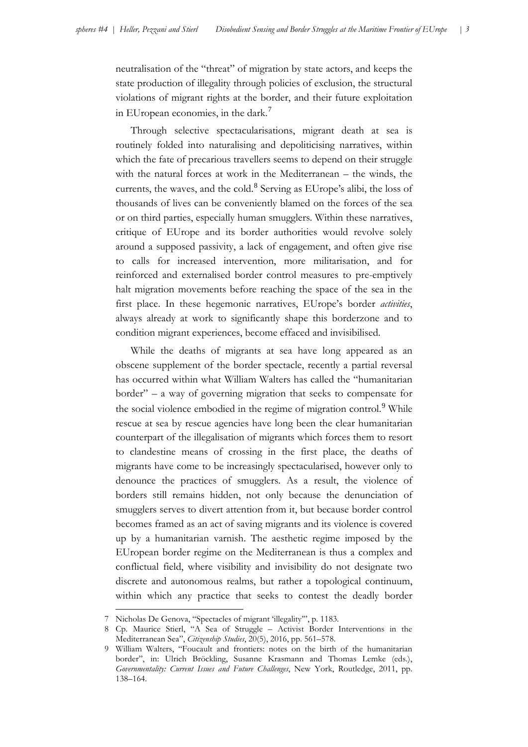neutralisation of the "threat" of migration by state actors, and keeps the state production of illegality through policies of exclusion, the structural violations of migrant rights at the border, and their future exploitation in EUropean economies, in the dark.[7]

Through selective spectacularisations, migrant death at sea is routinely folded into naturalising and depoliticising narratives, within which the fate of precarious travellers seems to depend on their struggle with the natural forces at work in the Mediterranean – the winds, the currents, the waves, and the cold.[8] Serving as EUrope's alibi, the loss of thousands of lives can be conveniently blamed on the forces of the sea or on third parties, especially human smugglers. Within these narratives, critique of EUrope and its border authorities would revolve solely around a supposed passivity, a lack of engagement, and often give rise to calls for increased intervention, more militarisation, and for reinforced and externalised border control measures to pre-emptively halt migration movements before reaching the space of the sea in the first place. In these hegemonic narratives, EUrope's border *activities*, always already at work to significantly shape this borderzone and to condition migrant experiences, become effaced and invisibilised.

While the deaths of migrants at sea have long appeared as an obscene supplement of the border spectacle, recently a partial reversal has occurred within what William Walters has called the "humanitarian border" – a way of governing migration that seeks to compensate for the social violence embodied in the regime of migration control.[9] While rescue at sea by rescue agencies have long been the clear humanitarian counterpart of the illegalisation of migrants which forces them to resort to clandestine means of crossing in the first place, the deaths of migrants have come to be increasingly spectacularised, however only to denounce the practices of smugglers. As a result, the violence of borders still remains hidden, not only because the denunciation of smugglers serves to divert attention from it, but because border control becomes framed as an act of saving migrants and its violence is covered up by a humanitarian varnish. The aesthetic regime imposed by the EUropean border regime on the Mediterranean is thus a complex and conflictual field, where visibility and invisibility do not designate two discrete and autonomous realms, but rather a topological continuum, within which any practice that seeks to contest the deadly border

---

7 Nicholas De Genova, "Spectacles of migrant 'illegality'", p. 1183.

8 Cp. Maurice Stierl, "A Sea of Struggle – Activist Border Interventions in the Mediterranean Sea", *Citizenship Studies*, 20(5), 2016, pp. 561–578.

9 William Walters, "Foucault and frontiers: notes on the birth of the humanitarian border", in: Ulrich Bröckling, Susanne Krasmann and Thomas Lemke (eds.), *Governmentality: Current Issues and Future Challenges*, New York, Routledge, 2011, pp. 138–164.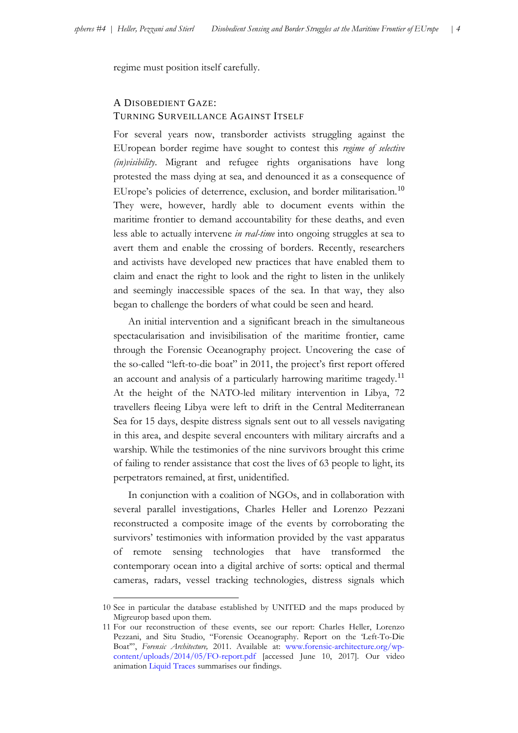regime must position itself carefully.

## A Disobedient Gaze: Turning Surveillance Against Itself

For several years now, transborder activists struggling against the EUropean border regime have sought to contest this *regime of selective (in)visibility*. Migrant and refugee rights organisations have long protested the mass dying at sea, and denounced it as a consequence of EUrope's policies of deterrence, exclusion, and border militarisation.[10] They were, however, hardly able to document events within the maritime frontier to demand accountability for these deaths, and even less able to actually intervene *in real-time* into ongoing struggles at sea to avert them and enable the crossing of borders. Recently, researchers and activists have developed new practices that have enabled them to claim and enact the right to look and the right to listen in the unlikely and seemingly inaccessible spaces of the sea. In that way, they also began to challenge the borders of what could be seen and heard.

An initial intervention and a significant breach in the simultaneous spectacularisation and invisibilisation of the maritime frontier, came through the Forensic Oceanography project. Uncovering the case of the so-called "left-to-die boat" in 2011, the project's first report offered an account and analysis of a particularly harrowing maritime tragedy.[11] At the height of the NATO-led military intervention in Libya, 72 travellers fleeing Libya were left to drift in the Central Mediterranean Sea for 15 days, despite distress signals sent out to all vessels navigating in this area, and despite several encounters with military aircrafts and a warship. While the testimonies of the nine survivors brought this crime of failing to render assistance that cost the lives of 63 people to light, its perpetrators remained, at first, unidentified.

In conjunction with a coalition of NGOs, and in collaboration with several parallel investigations, Charles Heller and Lorenzo Pezzani reconstructed a composite image of the events by corroborating the survivors' testimonies with information provided by the vast apparatus of remote sensing technologies that have transformed the contemporary ocean into a digital archive of sorts: optical and thermal cameras, radars, vessel tracking technologies, distress signals which

---

10 See in particular the database established by UNITED and the maps produced by Migreurop based upon them.

11 For our reconstruction of these events, see our report: Charles Heller, Lorenzo Pezzani, and Situ Studio, "Forensic Oceanography. Report on the 'Left-To-Die Boat'", *Forensic Architecture,* 2011. Available at: www.forensic-architecture.org/wp-content/uploads/2014/05/FO-report.pdf [accessed June 10, 2017]. Our video animation Liquid Traces summarises our findings.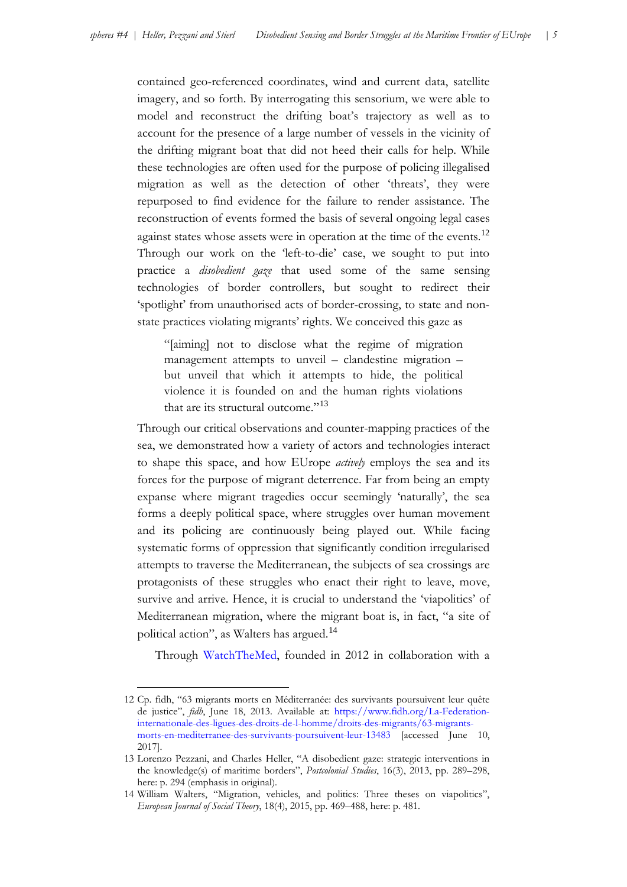contained geo-referenced coordinates, wind and current data, satellite imagery, and so forth. By interrogating this sensorium, we were able to model and reconstruct the drifting boat's trajectory as well as to account for the presence of a large number of vessels in the vicinity of the drifting migrant boat that did not heed their calls for help. While these technologies are often used for the purpose of policing illegalised migration as well as the detection of other 'threats', they were repurposed to find evidence for the failure to render assistance. The reconstruction of events formed the basis of several ongoing legal cases against states whose assets were in operation at the time of the events.[12] Through our work on the 'left-to-die' case, we sought to put into practice a *disobedient gaze* that used some of the same sensing technologies of border controllers, but sought to redirect their 'spotlight' from unauthorised acts of border-crossing, to state and non-state practices violating migrants' rights. We conceived this gaze as

> "[aiming] not to disclose what the regime of migration management attempts to unveil – clandestine migration – but unveil that which it attempts to hide, the political violence it is founded on and the human rights violations that are its structural outcome."[13]

Through our critical observations and counter-mapping practices of the sea, we demonstrated how a variety of actors and technologies interact to shape this space, and how EUrope *actively* employs the sea and its forces for the purpose of migrant deterrence. Far from being an empty expanse where migrant tragedies occur seemingly 'naturally', the sea forms a deeply political space, where struggles over human movement and its policing are continuously being played out. While facing systematic forms of oppression that significantly condition irregularised attempts to traverse the Mediterranean, the subjects of sea crossings are protagonists of these struggles who enact their right to leave, move, survive and arrive. Hence, it is crucial to understand the 'viapolitics' of Mediterranean migration, where the migrant boat is, in fact, "a site of political action", as Walters has argued.[14]

Through WatchTheMed, founded in 2012 in collaboration with a

---

12 Cp. fidh, "63 migrants morts en Méditerranée: des survivants poursuivent leur quête de justice", *fidh*, June 18, 2013. Available at: https://www.fidh.org/La-Federation-internationale-des-ligues-des-droits-de-l-homme/droits-des-migrants/63-migrants-morts-en-mediterranee-des-survivants-poursuivent-leur-13483 [accessed June 10, 2017].

13 Lorenzo Pezzani, and Charles Heller, "A disobedient gaze: strategic interventions in the knowledge(s) of maritime borders", *Postcolonial Studies*, 16(3), 2013, pp. 289–298, here: p. 294 (emphasis in original).

14 William Walters, "Migration, vehicles, and politics: Three theses on viapolitics", *European Journal of Social Theory*, 18(4), 2015, pp. 469–488, here: p. 481.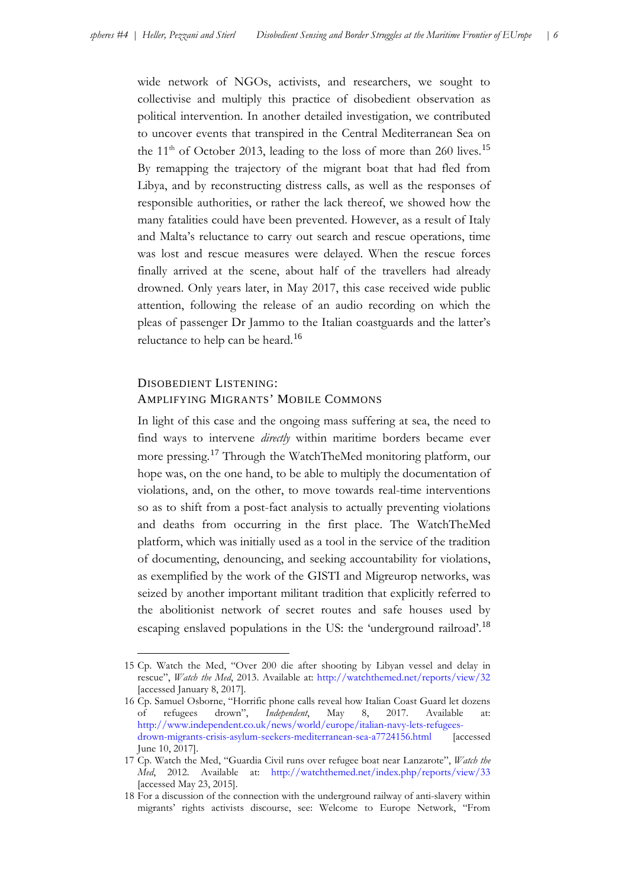wide network of NGOs, activists, and researchers, we sought to collectivise and multiply this practice of disobedient observation as political intervention. In another detailed investigation, we contributed to uncover events that transpired in the Central Mediterranean Sea on the 11th of October 2013, leading to the loss of more than 260 lives.[15] By remapping the trajectory of the migrant boat that had fled from Libya, and by reconstructing distress calls, as well as the responses of responsible authorities, or rather the lack thereof, we showed how the many fatalities could have been prevented. However, as a result of Italy and Malta's reluctance to carry out search and rescue operations, time was lost and rescue measures were delayed. When the rescue forces finally arrived at the scene, about half of the travellers had already drowned. Only years later, in May 2017, this case received wide public attention, following the release of an audio recording on which the pleas of passenger Dr Jammo to the Italian coastguards and the latter's reluctance to help can be heard.[16]

## Disobedient Listening: Amplifying Migrants' Mobile Commons

In light of this case and the ongoing mass suffering at sea, the need to find ways to intervene *directly* within maritime borders became ever more pressing.[17] Through the WatchTheMed monitoring platform, our hope was, on the one hand, to be able to multiply the documentation of violations, and, on the other, to move towards real-time interventions so as to shift from a post-fact analysis to actually preventing violations and deaths from occurring in the first place. The WatchTheMed platform, which was initially used as a tool in the service of the tradition of documenting, denouncing, and seeking accountability for violations, as exemplified by the work of the GISTI and Migreurop networks, was seized by another important militant tradition that explicitly referred to the abolitionist network of secret routes and safe houses used by escaping enslaved populations in the US: the 'underground railroad'.[18]

---

15 Cp. Watch the Med, "Over 200 die after shooting by Libyan vessel and delay in rescue", *Watch the Med*, 2013. Available at: http://watchthemed.net/reports/view/32 [accessed January 8, 2017].

16 Cp. Samuel Osborne, "Horrific phone calls reveal how Italian Coast Guard let dozens of refugees drown", *Independent*, May 8, 2017. Available at: http://www.independent.co.uk/news/world/europe/italian-navy-lets-refugees-drown-migrants-crisis-asylum-seekers-mediterranean-sea-a7724156.html [accessed June 10, 2017].

17 Cp. Watch the Med, "Guardia Civil runs over refugee boat near Lanzarote", *Watch the Med*, 2012. Available at: http://watchthemed.net/index.php/reports/view/33 [accessed May 23, 2015].

18 For a discussion of the connection with the underground railway of anti-slavery within migrants' rights activists discourse, see: Welcome to Europe Network, "From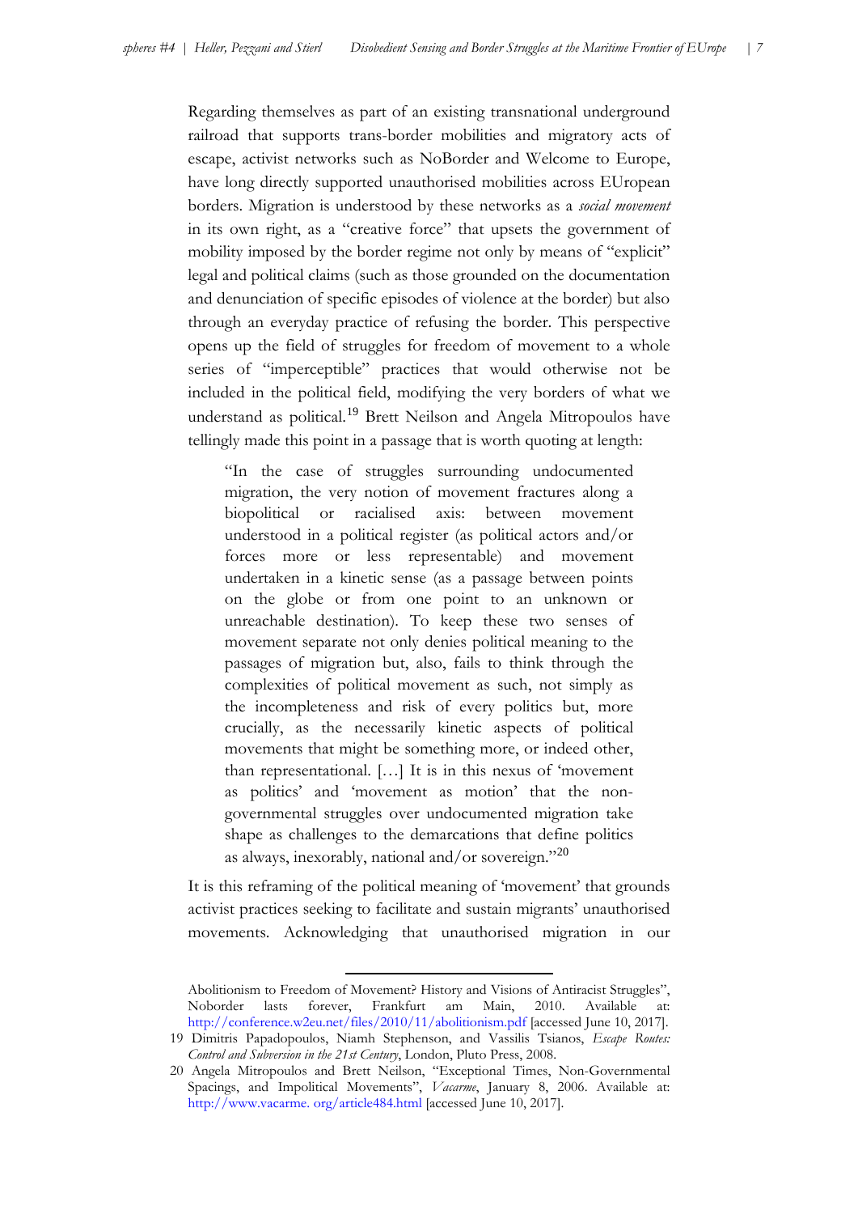Regarding themselves as part of an existing transnational underground railroad that supports trans-border mobilities and migratory acts of escape, activist networks such as NoBorder and Welcome to Europe, have long directly supported unauthorised mobilities across EUropean borders. Migration is understood by these networks as a *social movement* in its own right, as a "creative force" that upsets the government of mobility imposed by the border regime not only by means of "explicit" legal and political claims (such as those grounded on the documentation and denunciation of specific episodes of violence at the border) but also through an everyday practice of refusing the border. This perspective opens up the field of struggles for freedom of movement to a whole series of "imperceptible" practices that would otherwise not be included in the political field, modifying the very borders of what we understand as political.[19] Brett Neilson and Angela Mitropoulos have tellingly made this point in a passage that is worth quoting at length:

> "In the case of struggles surrounding undocumented migration, the very notion of movement fractures along a biopolitical or racialised axis: between movement understood in a political register (as political actors and/or forces more or less representable) and movement undertaken in a kinetic sense (as a passage between points on the globe or from one point to an unknown or unreachable destination). To keep these two senses of movement separate not only denies political meaning to the passages of migration but, also, fails to think through the complexities of political movement as such, not simply as the incompleteness and risk of every politics but, more crucially, as the necessarily kinetic aspects of political movements that might be something more, or indeed other, than representational. […] It is in this nexus of 'movement as politics' and 'movement as motion' that the non-governmental struggles over undocumented migration take shape as challenges to the demarcations that define politics as always, inexorably, national and/or sovereign."[20]

It is this reframing of the political meaning of 'movement' that grounds activist practices seeking to facilitate and sustain migrants' unauthorised movements. Acknowledging that unauthorised migration in our

---

Abolitionism to Freedom of Movement? History and Visions of Antiracist Struggles", Noborder lasts forever, Frankfurt am Main, 2010. Available at: http://conference.w2eu.net/files/2010/11/abolitionism.pdf [accessed June 10, 2017].

19 Dimitris Papadopoulos, Niamh Stephenson, and Vassilis Tsianos, *Escape Routes: Control and Subversion in the 21st Century*, London, Pluto Press, 2008.

20 Angela Mitropoulos and Brett Neilson, "Exceptional Times, Non-Governmental Spacings, and Impolitical Movements", *Vacarme*, January 8, 2006. Available at: http://www.vacarme. org/article484.html [accessed June 10, 2017].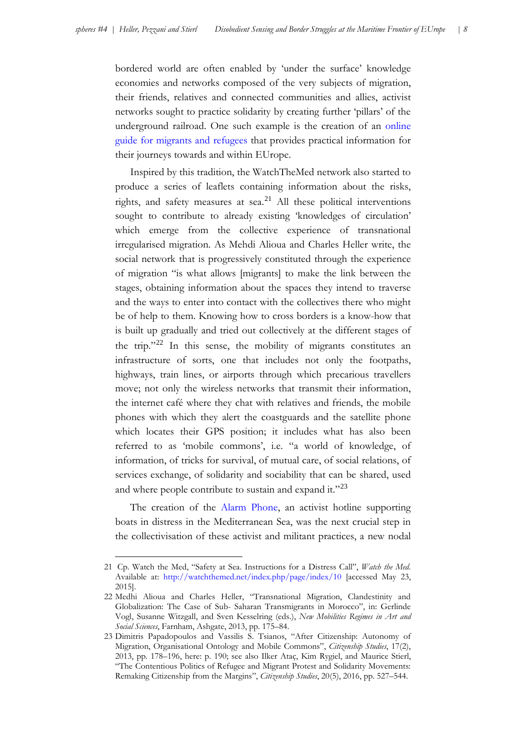bordered world are often enabled by 'under the surface' knowledge economies and networks composed of the very subjects of migration, their friends, relatives and connected communities and allies, activist networks sought to practice solidarity by creating further 'pillars' of the underground railroad. One such example is the creation of an online guide for migrants and refugees that provides practical information for their journeys towards and within EUrope.

Inspired by this tradition, the WatchTheMed network also started to produce a series of leaflets containing information about the risks, rights, and safety measures at sea.[21] All these political interventions sought to contribute to already existing 'knowledges of circulation' which emerge from the collective experience of transnational irregularised migration. As Mehdi Alioua and Charles Heller write, the social network that is progressively constituted through the experience of migration "is what allows [migrants] to make the link between the stages, obtaining information about the spaces they intend to traverse and the ways to enter into contact with the collectives there who might be of help to them. Knowing how to cross borders is a know-how that is built up gradually and tried out collectively at the different stages of the trip."[22] In this sense, the mobility of migrants constitutes an infrastructure of sorts, one that includes not only the footpaths, highways, train lines, or airports through which precarious travellers move; not only the wireless networks that transmit their information, the internet café where they chat with relatives and friends, the mobile phones with which they alert the coastguards and the satellite phone which locates their GPS position; it includes what has also been referred to as 'mobile commons', i.e. "a world of knowledge, of information, of tricks for survival, of mutual care, of social relations, of services exchange, of solidarity and sociability that can be shared, used and where people contribute to sustain and expand it."[23]

The creation of the Alarm Phone, an activist hotline supporting boats in distress in the Mediterranean Sea, was the next crucial step in the collectivisation of these activist and militant practices, a new nodal

---

21 Cp. Watch the Med, "Safety at Sea. Instructions for a Distress Call", *Watch the Med*. Available at: http://watchthemed.net/index.php/page/index/10 [accessed May 23, 2015].

22 Medhi Alioua and Charles Heller, "Transnational Migration, Clandestinity and Globalization: The Case of Sub- Saharan Transmigrants in Morocco", in: Gerlinde Vogl, Susanne Witzgall, and Sven Kesselring (eds.), *New Mobilities Regimes in Art and Social Sciences*, Farnham, Ashgate, 2013, pp. 175–84.

23 Dimitris Papadopoulos and Vassilis S. Tsianos, "After Citizenship: Autonomy of Migration, Organisational Ontology and Mobile Commons", *Citizenship Studies*, 17(2), 2013, pp. 178–196, here: p. 190; see also Ilker Ataç, Kim Rygiel, and Maurice Stierl, "The Contentious Politics of Refugee and Migrant Protest and Solidarity Movements: Remaking Citizenship from the Margins", *Citizenship Studies*, 20(5), 2016, pp. 527–544.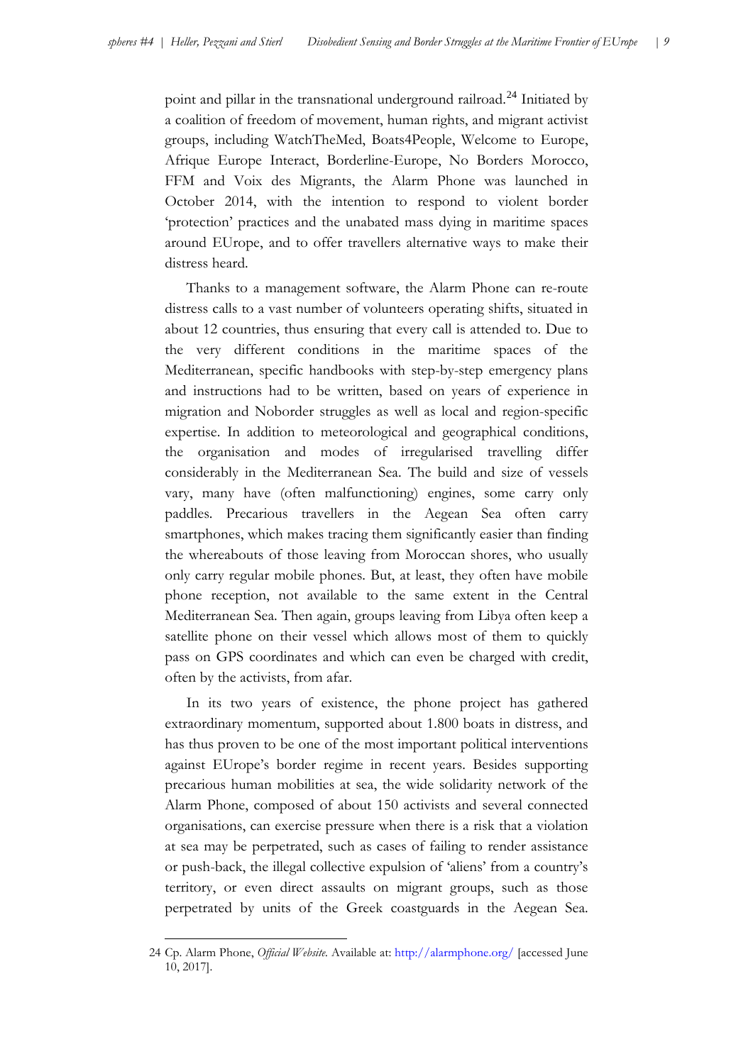point and pillar in the transnational underground railroad.[24] Initiated by a coalition of freedom of movement, human rights, and migrant activist groups, including WatchTheMed, Boats4People, Welcome to Europe, Afrique Europe Interact, Borderline-Europe, No Borders Morocco, FFM and Voix des Migrants, the Alarm Phone was launched in October 2014, with the intention to respond to violent border 'protection' practices and the unabated mass dying in maritime spaces around EUrope, and to offer travellers alternative ways to make their distress heard.

Thanks to a management software, the Alarm Phone can re-route distress calls to a vast number of volunteers operating shifts, situated in about 12 countries, thus ensuring that every call is attended to. Due to the very different conditions in the maritime spaces of the Mediterranean, specific handbooks with step-by-step emergency plans and instructions had to be written, based on years of experience in migration and Noborder struggles as well as local and region-specific expertise. In addition to meteorological and geographical conditions, the organisation and modes of irregularised travelling differ considerably in the Mediterranean Sea. The build and size of vessels vary, many have (often malfunctioning) engines, some carry only paddles. Precarious travellers in the Aegean Sea often carry smartphones, which makes tracing them significantly easier than finding the whereabouts of those leaving from Moroccan shores, who usually only carry regular mobile phones. But, at least, they often have mobile phone reception, not available to the same extent in the Central Mediterranean Sea. Then again, groups leaving from Libya often keep a satellite phone on their vessel which allows most of them to quickly pass on GPS coordinates and which can even be charged with credit, often by the activists, from afar.

In its two years of existence, the phone project has gathered extraordinary momentum, supported about 1.800 boats in distress, and has thus proven to be one of the most important political interventions against EUrope's border regime in recent years. Besides supporting precarious human mobilities at sea, the wide solidarity network of the Alarm Phone, composed of about 150 activists and several connected organisations, can exercise pressure when there is a risk that a violation at sea may be perpetrated, such as cases of failing to render assistance or push-back, the illegal collective expulsion of 'aliens' from a country's territory, or even direct assaults on migrant groups, such as those perpetrated by units of the Greek coastguards in the Aegean Sea.

---

24 Cp. Alarm Phone, *Official Website*. Available at: http://alarmphone.org/ [accessed June 10, 2017].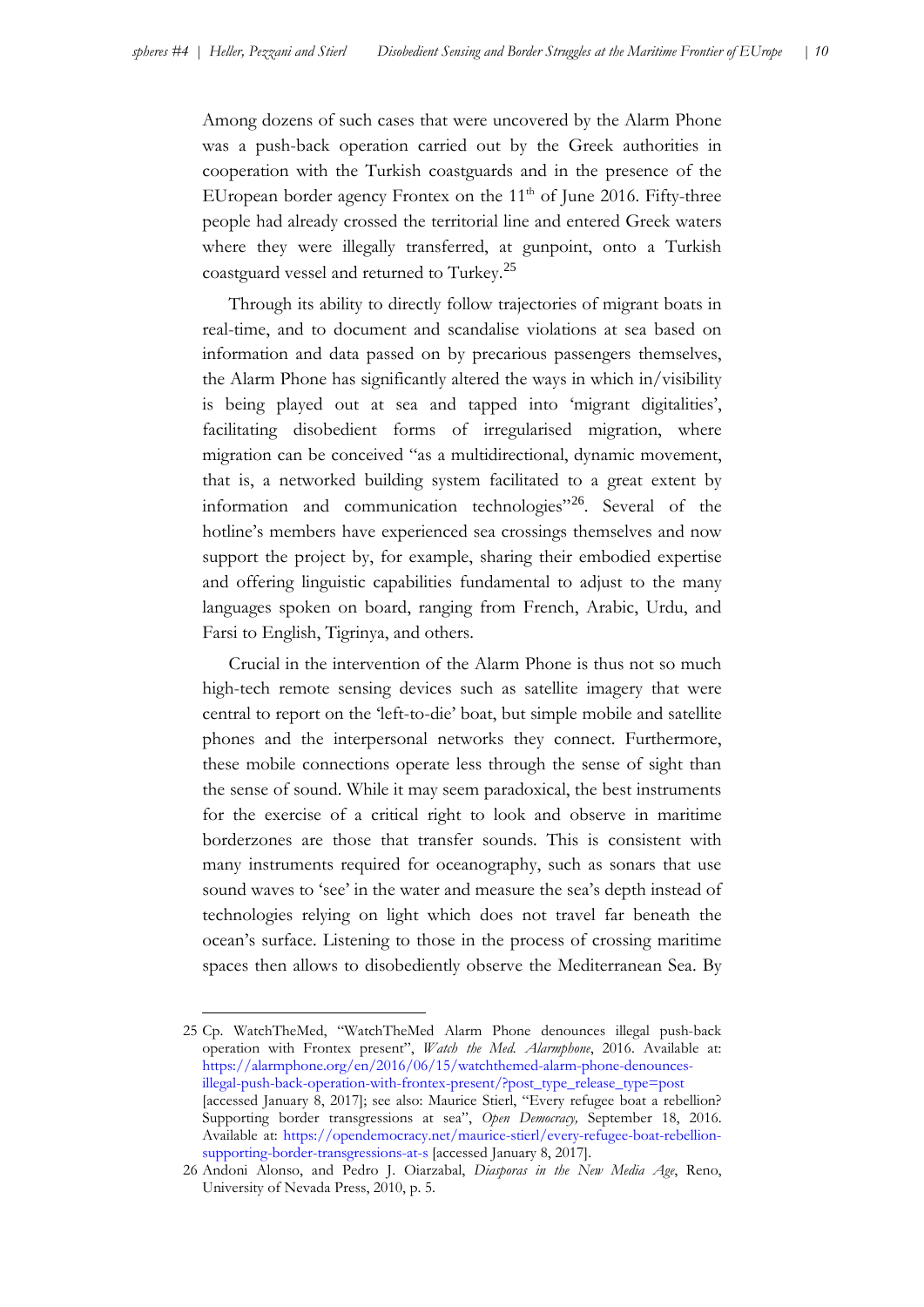Among dozens of such cases that were uncovered by the Alarm Phone was a push-back operation carried out by the Greek authorities in cooperation with the Turkish coastguards and in the presence of the EUropean border agency Frontex on the 11th of June 2016. Fifty-three people had already crossed the territorial line and entered Greek waters where they were illegally transferred, at gunpoint, onto a Turkish coastguard vessel and returned to Turkey.[25]

Through its ability to directly follow trajectories of migrant boats in real-time, and to document and scandalise violations at sea based on information and data passed on by precarious passengers themselves, the Alarm Phone has significantly altered the ways in which in/visibility is being played out at sea and tapped into 'migrant digitalities', facilitating disobedient forms of irregularised migration, where migration can be conceived "as a multidirectional, dynamic movement, that is, a networked building system facilitated to a great extent by information and communication technologies"[26]. Several of the hotline's members have experienced sea crossings themselves and now support the project by, for example, sharing their embodied expertise and offering linguistic capabilities fundamental to adjust to the many languages spoken on board, ranging from French, Arabic, Urdu, and Farsi to English, Tigrinya, and others.

Crucial in the intervention of the Alarm Phone is thus not so much high-tech remote sensing devices such as satellite imagery that were central to report on the 'left-to-die' boat, but simple mobile and satellite phones and the interpersonal networks they connect. Furthermore, these mobile connections operate less through the sense of sight than the sense of sound. While it may seem paradoxical, the best instruments for the exercise of a critical right to look and observe in maritime borderzones are those that transfer sounds. This is consistent with many instruments required for oceanography, such as sonars that use sound waves to 'see' in the water and measure the sea's depth instead of technologies relying on light which does not travel far beneath the ocean's surface. Listening to those in the process of crossing maritime spaces then allows to disobediently observe the Mediterranean Sea. By

25 Cp. WatchTheMed, "WatchTheMed Alarm Phone denounces illegal push-back operation with Frontex present", *Watch the Med. Alarmphone*, 2016. Available at: https://alarmphone.org/en/2016/06/15/watchthemed-alarm-phone-denounces-illegal-push-back-operation-with-frontex-present/?post_type_release_type=post [accessed January 8, 2017]; see also: Maurice Stierl, "Every refugee boat a rebellion? Supporting border transgressions at sea", *Open Democracy,* September 18, 2016. Available at: https://opendemocracy.net/maurice-stierl/every-refugee-boat-rebellion-supporting-border-transgressions-at-s [accessed January 8, 2017].

26 Andoni Alonso, and Pedro J. Oiarzabal, *Diasporas in the New Media Age*, Reno, University of Nevada Press, 2010, p. 5.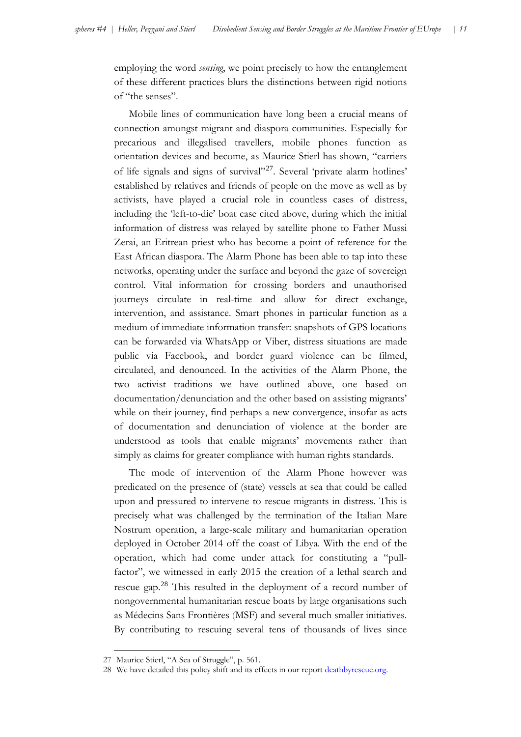employing the word *sensing*, we point precisely to how the entanglement of these different practices blurs the distinctions between rigid notions of "the senses".

Mobile lines of communication have long been a crucial means of connection amongst migrant and diaspora communities. Especially for precarious and illegalised travellers, mobile phones function as orientation devices and become, as Maurice Stierl has shown, "carriers of life signals and signs of survival"[27]. Several 'private alarm hotlines' established by relatives and friends of people on the move as well as by activists, have played a crucial role in countless cases of distress, including the 'left-to-die' boat case cited above, during which the initial information of distress was relayed by satellite phone to Father Mussi Zerai, an Eritrean priest who has become a point of reference for the East African diaspora. The Alarm Phone has been able to tap into these networks, operating under the surface and beyond the gaze of sovereign control. Vital information for crossing borders and unauthorised journeys circulate in real-time and allow for direct exchange, intervention, and assistance. Smart phones in particular function as a medium of immediate information transfer: snapshots of GPS locations can be forwarded via WhatsApp or Viber, distress situations are made public via Facebook, and border guard violence can be filmed, circulated, and denounced. In the activities of the Alarm Phone, the two activist traditions we have outlined above, one based on documentation/denunciation and the other based on assisting migrants' while on their journey, find perhaps a new convergence, insofar as acts of documentation and denunciation of violence at the border are understood as tools that enable migrants' movements rather than simply as claims for greater compliance with human rights standards.

The mode of intervention of the Alarm Phone however was predicated on the presence of (state) vessels at sea that could be called upon and pressured to intervene to rescue migrants in distress. This is precisely what was challenged by the termination of the Italian Mare Nostrum operation, a large-scale military and humanitarian operation deployed in October 2014 off the coast of Libya. With the end of the operation, which had come under attack for constituting a "pull-factor", we witnessed in early 2015 the creation of a lethal search and rescue gap.[28] This resulted in the deployment of a record number of nongovernmental humanitarian rescue boats by large organisations such as Médecins Sans Frontières (MSF) and several much smaller initiatives. By contributing to rescuing several tens of thousands of lives since

---

27 Maurice Stierl, "A Sea of Struggle", p. 561.

28 We have detailed this policy shift and its effects in our report deathbyrescue.org.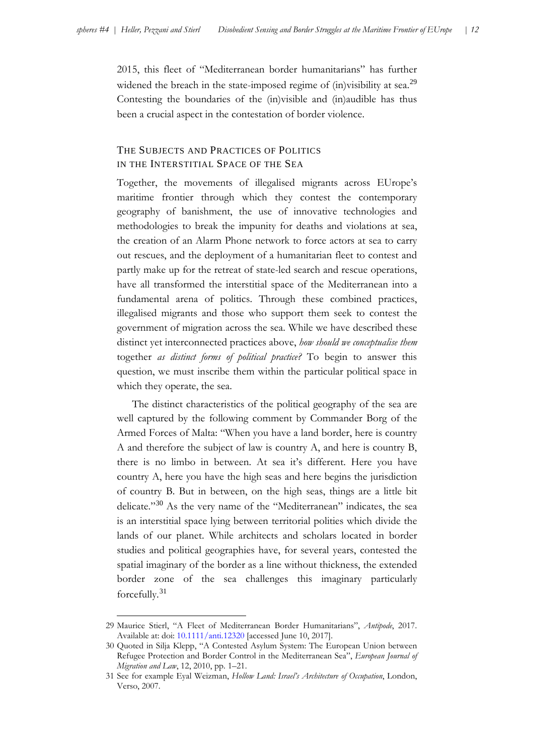2015, this fleet of "Mediterranean border humanitarians" has further widened the breach in the state-imposed regime of (in)visibility at sea.[29] Contesting the boundaries of the (in)visible and (in)audible has thus been a crucial aspect in the contestation of border violence.

## THE SUBJECTS AND PRACTICES OF POLITICS IN THE INTERSTITIAL SPACE OF THE SEA

Together, the movements of illegalised migrants across EUrope's maritime frontier through which they contest the contemporary geography of banishment, the use of innovative technologies and methodologies to break the impunity for deaths and violations at sea, the creation of an Alarm Phone network to force actors at sea to carry out rescues, and the deployment of a humanitarian fleet to contest and partly make up for the retreat of state-led search and rescue operations, have all transformed the interstitial space of the Mediterranean into a fundamental arena of politics. Through these combined practices, illegalised migrants and those who support them seek to contest the government of migration across the sea. While we have described these distinct yet interconnected practices above, *how should we conceptualise them* together *as distinct forms of political practice?* To begin to answer this question, we must inscribe them within the particular political space in which they operate, the sea.

The distinct characteristics of the political geography of the sea are well captured by the following comment by Commander Borg of the Armed Forces of Malta: "When you have a land border, here is country A and therefore the subject of law is country A, and here is country B, there is no limbo in between. At sea it's different. Here you have country A, here you have the high seas and here begins the jurisdiction of country B. But in between, on the high seas, things are a little bit delicate."[30] As the very name of the "Mediterranean" indicates, the sea is an interstitial space lying between territorial polities which divide the lands of our planet. While architects and scholars located in border studies and political geographies have, for several years, contested the spatial imaginary of the border as a line without thickness, the extended border zone of the sea challenges this imaginary particularly forcefully.[31]

---

29 Maurice Stierl, "A Fleet of Mediterranean Border Humanitarians", *Antipode*, 2017. Available at: doi: 10.1111/anti.12320 [accessed June 10, 2017].

30 Quoted in Silja Klepp, "A Contested Asylum System: The European Union between Refugee Protection and Border Control in the Mediterranean Sea", *European Journal of Migration and Law*, 12, 2010, pp. 1–21.

31 See for example Eyal Weizman, *Hollow Land: Israel's Architecture of Occupation*, London, Verso, 2007.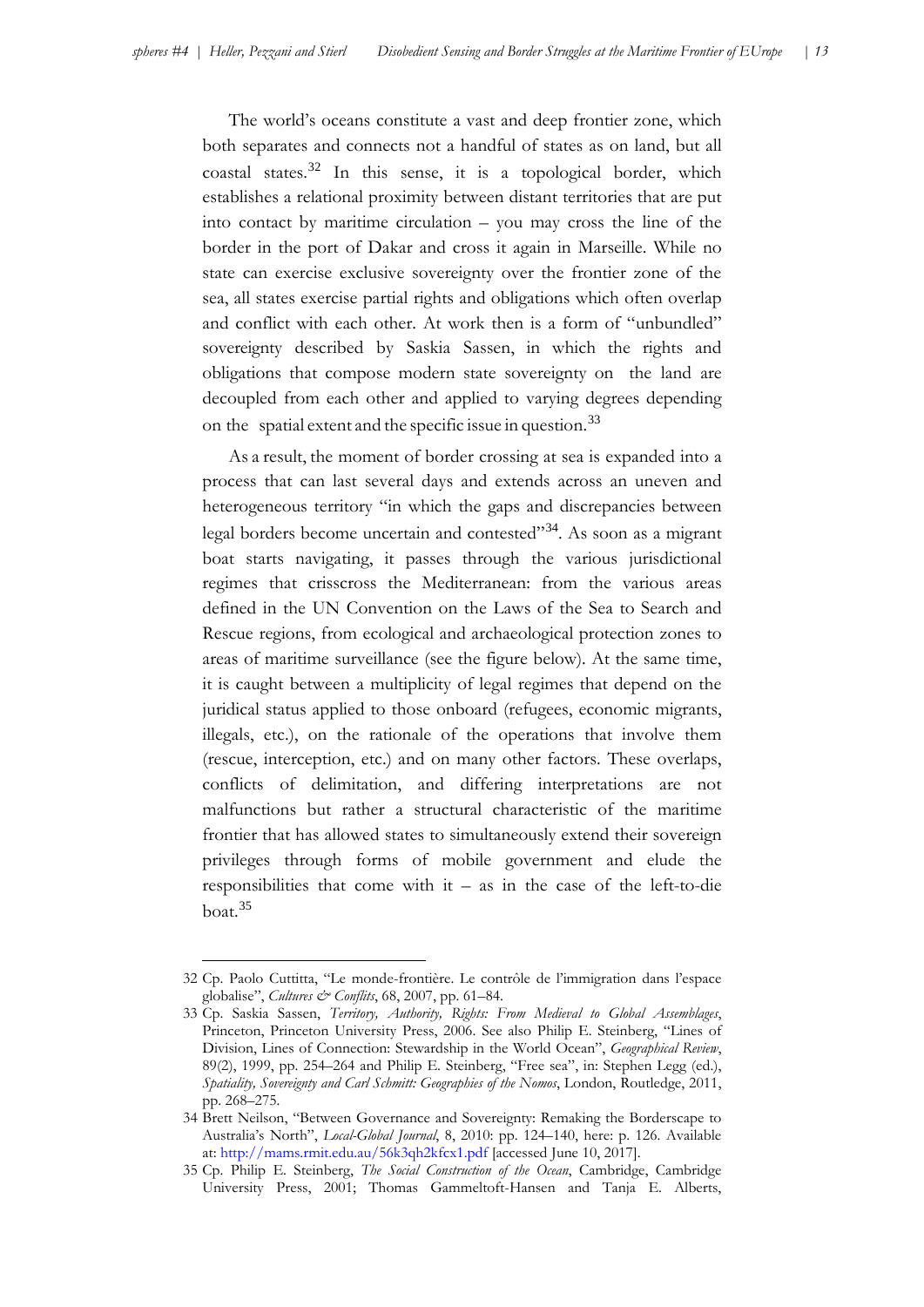The world's oceans constitute a vast and deep frontier zone, which both separates and connects not a handful of states as on land, but all coastal states.[32] In this sense, it is a topological border, which establishes a relational proximity between distant territories that are put into contact by maritime circulation – you may cross the line of the border in the port of Dakar and cross it again in Marseille. While no state can exercise exclusive sovereignty over the frontier zone of the sea, all states exercise partial rights and obligations which often overlap and conflict with each other. At work then is a form of "unbundled" sovereignty described by Saskia Sassen, in which the rights and obligations that compose modern state sovereignty on the land are decoupled from each other and applied to varying degrees depending on the spatial extent and the specific issue in question.[33]

As a result, the moment of border crossing at sea is expanded into a process that can last several days and extends across an uneven and heterogeneous territory "in which the gaps and discrepancies between legal borders become uncertain and contested"[34]. As soon as a migrant boat starts navigating, it passes through the various jurisdictional regimes that crisscross the Mediterranean: from the various areas defined in the UN Convention on the Laws of the Sea to Search and Rescue regions, from ecological and archaeological protection zones to areas of maritime surveillance (see the figure below). At the same time, it is caught between a multiplicity of legal regimes that depend on the juridical status applied to those onboard (refugees, economic migrants, illegals, etc.), on the rationale of the operations that involve them (rescue, interception, etc.) and on many other factors. These overlaps, conflicts of delimitation, and differing interpretations are not malfunctions but rather a structural characteristic of the maritime frontier that has allowed states to simultaneously extend their sovereign privileges through forms of mobile government and elude the responsibilities that come with it – as in the case of the left-to-die boat.[35]

---

32 Cp. Paolo Cuttitta, "Le monde-frontière. Le contrôle de l'immigration dans l'espace globalise", *Cultures & Conflits*, 68, 2007, pp. 61–84.

33 Cp. Saskia Sassen, *Territory, Authority, Rights: From Medieval to Global Assemblages*, Princeton, Princeton University Press, 2006. See also Philip E. Steinberg, "Lines of Division, Lines of Connection: Stewardship in the World Ocean", *Geographical Review*, 89(2), 1999, pp. 254–264 and Philip E. Steinberg, "Free sea", in: Stephen Legg (ed.), *Spatiality, Sovereignty and Carl Schmitt: Geographies of the Nomos*, London, Routledge, 2011, pp. 268–275.

34 Brett Neilson, "Between Governance and Sovereignty: Remaking the Borderscape to Australia's North", *Local-Global Journal*, 8, 2010: pp. 124–140, here: p. 126. Available at: http://mams.rmit.edu.au/56k3qh2kfcx1.pdf [accessed June 10, 2017].

35 Cp. Philip E. Steinberg, *The Social Construction of the Ocean*, Cambridge, Cambridge University Press, 2001; Thomas Gammeltoft-Hansen and Tanja E. Alberts,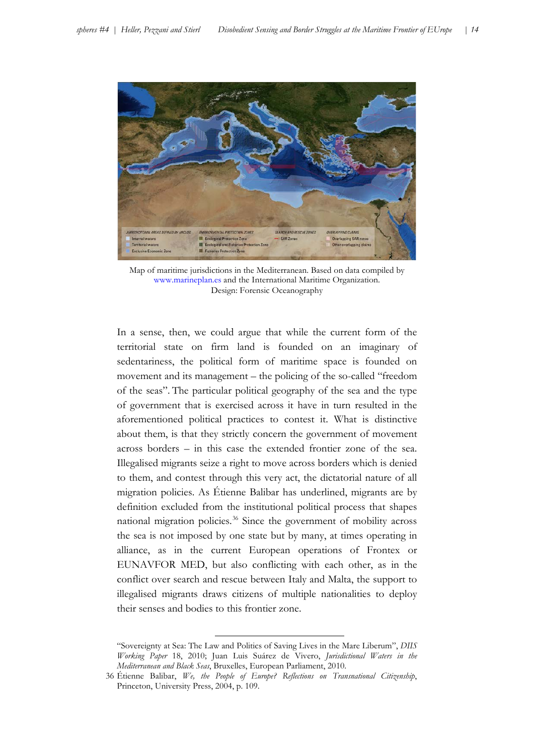Map of maritime jurisdictions in the Mediterranean. Based on data compiled by www.marineplan.es and the International Maritime Organization.
Design: Forensic Oceanography

In a sense, then, we could argue that while the current form of the territorial state on firm land is founded on an imaginary of sedentariness, the political form of maritime space is founded on movement and its management – the policing of the so-called "freedom of the seas". The particular political geography of the sea and the type of government that is exercised across it have in turn resulted in the aforementioned political practices to contest it. What is distinctive about them, is that they strictly concern the government of movement across borders – in this case the extended frontier zone of the sea. Illegalised migrants seize a right to move across borders which is denied to them, and contest through this very act, the dictatorial nature of all migration policies. As Étienne Balibar has underlined, migrants are by definition excluded from the institutional political process that shapes national migration policies.[36] Since the government of mobility across the sea is not imposed by one state but by many, at times operating in alliance, as in the current European operations of Frontex or EUNAVFOR MED, but also conflicting with each other, as in the conflict over search and rescue between Italy and Malta, the support to illegalised migrants draws citizens of multiple nationalities to deploy their senses and bodies to this frontier zone.

---

"Sovereignty at Sea: The Law and Politics of Saving Lives in the Mare Liberum", *DIIS Working Paper* 18, 2010; Juan Luis Suárez de Vivero, *Jurisdictional Waters in the Mediterranean and Black Seas*, Bruxelles, European Parliament, 2010.

36 Étienne Balibar, *We, the People of Europe? Reflections on Transnational Citizenship*, Princeton, University Press, 2004, p. 109.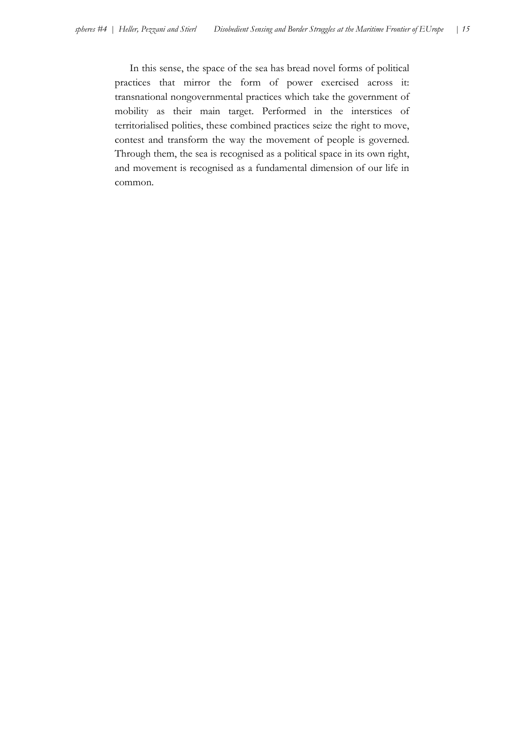In this sense, the space of the sea has bread novel forms of political practices that mirror the form of power exercised across it: transnational nongovernmental practices which take the government of mobility as their main target. Performed in the interstices of territorialised polities, these combined practices seize the right to move, contest and transform the way the movement of people is governed. Through them, the sea is recognised as a political space in its own right, and movement is recognised as a fundamental dimension of our life in common.